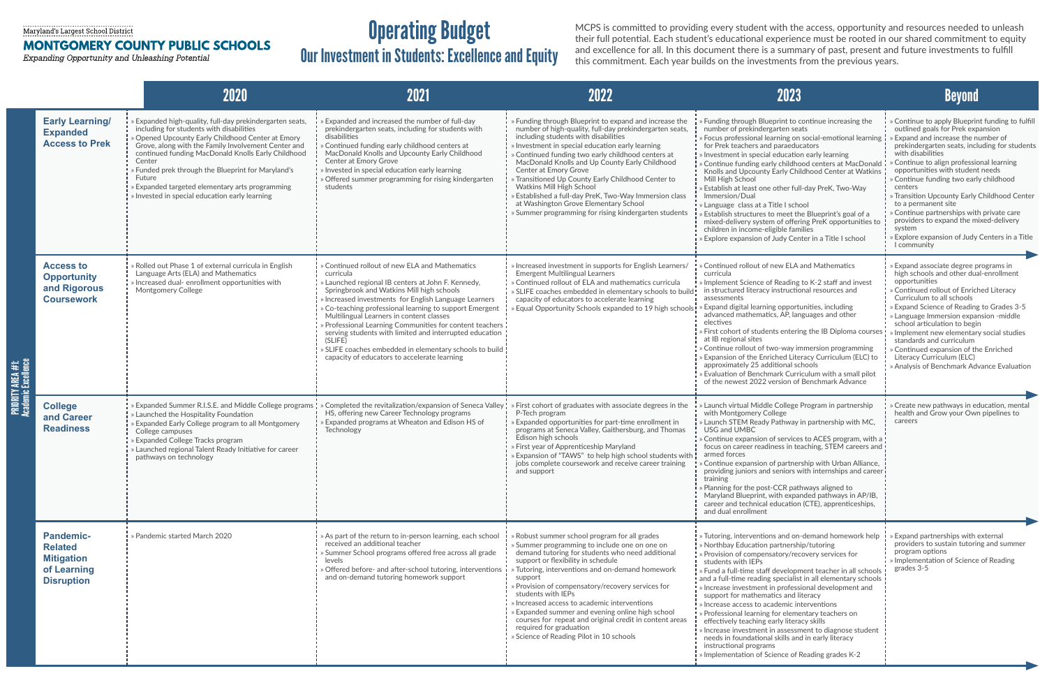Maryland's Largest School District

**MONTGOMERY COUNTY PUBLIC SCHOOLS**

*Expanding Opportunity and Unleashing Potential*

# Operating Budget
## Our Investment in Students: Excellence and Equity

MCPS is committed to providing every student with the access, opportunity and resources needed to unleash their full potential. Each student's educational experience must be rooted in our shared commitment to equity and excellence for all. In this document there is a summary of past, present and future investments to fulfill this commitment. Each year builds on the investments from the previous years.

**PRIORITY AREA #1: Academic Excellence**

| | 2020 | 2021 | 2022 | 2023 | Beyond |
|---|---|---|---|---|---|
| **Early Learning/ Expanded Access to Prek** | » Expanded high-quality, full-day prekindergarten seats, including for students with disabilities<br>» Opened Upcounty Early Childhood Center at Emory Grove, along with the Family Involvement Center and continued funding MacDonald Knolls Early Childhood Center<br>» Funded prek through the Blueprint for Maryland's Future<br>» Expanded targeted elementary arts programming<br>» Invested in special education early learning | » Expanded and increased the number of full-day prekindergarten seats, including for students with disabilities<br>» Continued funding early childhood centers at MacDonald Knolls and Upcounty Early Childhood Center at Emory Grove<br>» Invested in special education early learning<br>» Offered summer programming for rising kindergarten students | » Funding through Blueprint to expand and increase the number of high-quality, full-day prekindergarten seats, including students with disabilities<br>» Investment in special education early learning<br>» Continued funding two early childhood centers at MacDonald Knolls and Up County Early Childhood Center at Emory Grove<br>» Transitioned Up County Early Childhood Center to Watkins Mill High School<br>» Established a full-day PreK, Two-Way Immersion class at Washington Grove Elementary School<br>» Summer programming for rising kindergarten students | » Funding through Blueprint to continue increasing the number of prekindergarten seats<br>» Focus professional learning on social-emotional learning for Prek teachers and paraeducators<br>» Investment in special education early learning<br>» Continue funding early childhood centers at MacDonald Knolls and Upcounty Early Childhood Center at Watkins Mill High School<br>» Establish at least one other full-day PreK, Two-Way Immersion/Dual<br>» Language class at a Title I school<br>» Establish structures to meet the Blueprint's goal of a mixed-delivery system of offering PreK opportunities to children in income-eligible families<br>» Explore expansion of Judy Center in a Title I school | » Continue to apply Blueprint funding to fulfill outlined goals for Prek expansion<br>» Expand and increase the number of prekindergarten seats, including for students with disabilities<br>» Continue to align professional learning opportunities with student needs<br>» Continue funding two early childhood centers<br>» Transition Upcounty Early Childhood Center to a permanent site<br>» Continue partnerships with private care providers to expand the mixed-delivery system<br>» Explore expansion of Judy Centers in a Title I community |
| **Access to Opportunity and Rigorous Coursework** | » Rolled out Phase 1 of external curricula in English Language Arts (ELA) and Mathematics<br>» Increased dual- enrollment opportunities with Montgomery College | » Continued rollout of new ELA and Mathematics curricula<br>» Launched regional IB centers at John F. Kennedy, Springbrook and Watkins Mill high schools<br>» Increased investments for English Language Learners<br>» Co-teaching professional learning to support Emergent Multilingual Learners in content classes<br>» Professional Learning Communities for content teachers serving students with limited and interrupted education (SLIFE)<br>» SLIFE coaches embedded in elementary schools to build capacity of educators to accelerate learning | » Increased investment in supports for English Learners/ Emergent Multilingual Learners<br>» Continued rollout of ELA and mathematics curricula<br>» SLIFE coaches embedded in elementary schools to build capacity of educators to accelerate learning<br>» Equal Opportunity Schools expanded to 19 high schools | » Continued rollout of new ELA and Mathematics curricula<br>» Implement Science of Reading to K-2 staff and invest in structured literacy instructional resources and assessments<br>» Expand digital learning opportunities, including advanced mathematics, AP, languages and other electives<br>» First cohort of students entering the IB Diploma courses at IB regional sites<br>» Continue rollout of two-way immersion programming<br>» Expansion of the Enriched Literacy Curriculum (ELC) to approximately 25 additional schools<br>» Evaluation of Benchmark Curriculum with a small pilot of the newest 2022 version of Benchmark Advance | » Expand associate degree programs in high schools and other dual-enrollment opportunities<br>» Continued rollout of Enriched Literacy Curriculum to all schools<br>» Expand Science of Reading to Grades 3-5<br>» Language Immersion expansion -middle school articulation to begin<br>» Implement new elementary social studies standards and curriculum<br>» Continued expansion of the Enriched Literacy Curriculum (ELC)<br>» Analysis of Benchmark Advance Evaluation |
| **College and Career Readiness** | » Expanded Summer R.I.S.E. and Middle College programs<br>» Launched the Hospitality Foundation<br>» Expanded Early College program to all Montgomery College campuses<br>» Expanded College Tracks program<br>» Launched regional Talent Ready Initiative for career pathways on technology | » Completed the revitalization/expansion of Seneca Valley HS, offering new Career Technology programs<br>» Expanded programs at Wheaton and Edison HS of Technology | » First cohort of graduates with associate degrees in the P-Tech program<br>» Expanded opportunities for part-time enrollment in programs at Seneca Valley, Gaithersburg, and Thomas Edison high schools<br>» First year of Apprenticeship Maryland<br>» Expansion of "TAWS" to help high school students with jobs complete coursework and receive career training and support | » Launch virtual Middle College Program in partnership with Montgomery College<br>» Launch STEM Ready Pathway in partnership with MC, USG and UMBC<br>» Continue expansion of services to ACES program, with a focus on career readiness in teaching, STEM careers and armed forces<br>» Continue expansion of partnership with Urban Alliance, providing juniors and seniors with internships and career training<br>» Planning for the post-CCR pathways aligned to Maryland Blueprint, with expanded pathways in AP/IB, career and technical education (CTE), apprenticeships, and dual enrollment | » Create new pathways in education, mental health and Grow your Own pipelines to careers |
| **Pandemic-Related Mitigation of Learning Disruption** | » Pandemic started March 2020 | » As part of the return to in-person learning, each school received an additional teacher<br>» Summer School programs offered free across all grade levels<br>» Offered before- and after-school tutoring, interventions and on-demand tutoring homework support | » Robust summer school program for all grades<br>» Summer programming to include one on one on demand tutoring for students who need additional support or flexibility in schedule<br>» Tutoring, interventions and on-demand homework support<br>» Provision of compensatory/recovery services for students with IEPs<br>» Increased access to academic interventions<br>» Expanded summer and evening online high school courses for repeat and original credit in content areas required for graduation<br>» Science of Reading Pilot in 10 schools | » Tutoring, interventions and on-demand homework help<br>» Northbay Education partnership/tutoring<br>» Provision of compensatory/recovery services for students with IEPs<br>» Fund a full-time staff development teacher in all schools and a full-time reading specialist in all elementary schools<br>» Increase investment in professional development and support for mathematics and literacy<br>» Increase access to academic interventions<br>» Professional learning for elementary teachers on effectively teaching early literacy skills<br>» Increase investment in assessment to diagnose student needs in foundational skills and in early literacy instructional programs<br>» Implementation of Science of Reading grades K-2 | » Expand partnerships with external providers to sustain tutoring and summer program options<br>» Implementation of Science of Reading grades 3-5 |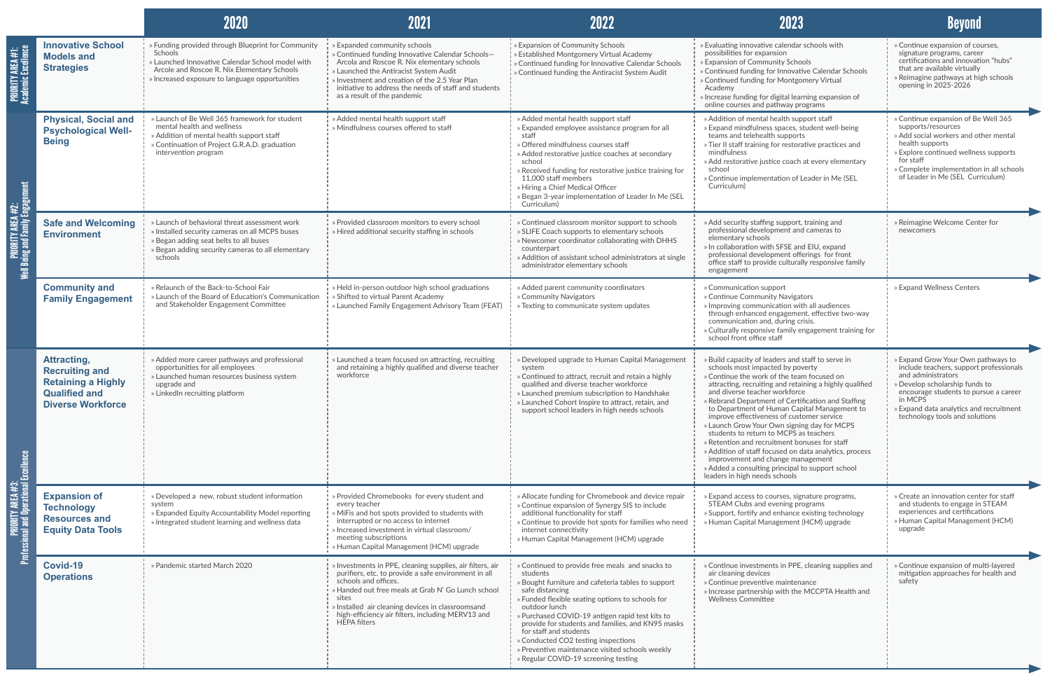| | | 2020 | 2021 | 2022 | 2023 | Beyond |
|---|---|---|---|---|---|---|
| PRIORITY AREA #1: Academic Excellence | **Innovative School Models and Strategies** | » Funding provided through Blueprint for Community Schools<br>» Launched Innovative Calendar School model with Arcole and Roscoe R. Nix Elementary Schools<br>» Increased exposure to language opportunities | » Expanded community schools<br>» Continued funding Innovative Calendar Schools—Arcola and Roscoe R. Nix elementary schools<br>» Launched the Antiracist System Audit<br>» Investment and creation of the 2.5 Year Plan initiative to address the needs of staff and students as a result of the pandemic | » Expansion of Community Schools<br>» Established Montgomery Virtual Academy<br>» Continued funding for Innovative Calendar Schools<br>» Continued funding the Antiracist System Audit | » Evaluating innovative calendar schools with possibilities for expansion<br>» Expansion of Community Schools<br>» Continued funding for Innovative Calendar Schools<br>» Continued funding for Montgomery Virtual Academy<br>» Increase funding for digital learning expansion of online courses and pathway programs | » Continue expansion of courses, signature programs, career certifications and innovation "hubs" that are available virtually<br>» Reimagine pathways at high schools opening in 2025-2026 |
| PRIORITY AREA #2: Well Being and Family Engagement | **Physical, Social and Psychological Well-Being** | » Launch of Be Well 365 framework for student mental health and wellness<br>» Addition of mental health support staff<br>» Continuation of Project G.R.A.D. graduation intervention program | » Added mental health support staff<br>» Mindfulness courses offered to staff | » Added mental health support staff<br>» Expanded employee assistance program for all staff<br>» Offered mindfulness courses staff<br>» Added restorative justice coaches at secondary school<br>» Received funding for restorative justice training for 11,000 staff members<br>» Hiring a Chief Medical Officer<br>» Began 3-year implementation of Leader In Me (SEL Curriculum) | » Addition of mental health support staff<br>» Expand mindfulness spaces, student well-being teams and telehealth supports<br>» Tier II staff training for restorative practices and mindfulness<br>» Add restorative justice coach at every elementary school<br>» Continue implementation of Leader in Me (SEL Curriculum) | » Continue expansion of Be Well 365 supports/resources<br>» Add social workers and other mental health supports<br>» Explore continued wellness supports for staff<br>» Complete implementation in all schools of Leader in Me (SEL Curriculum) |
| | **Safe and Welcoming Environment** | » Launch of behavioral threat assessment work<br>» Installed security cameras on all MCPS buses<br>» Began adding seat belts to all buses<br>» Began adding security cameras to all elementary schools | » Provided classroom monitors to every school<br>» Hired additional security staffing in schools | » Continued classroom monitor support to schools<br>» SLIFE Coach supports to elementary schools<br>» Newcomer coordinator collaborating with DHHS counterpart<br>» Addition of assistant school administrators at single administrator elementary schools | » Add security staffing support, training and professional development and cameras to elementary schools<br>» In collaboration with SFSE and EIU, expand professional development offerings for front office staff to provide culturally responsive family engagement | » Reimagine Welcome Center for newcomers |
| | **Community and Family Engagement** | » Relaunch of the Back-to-School Fair<br>» Launch of the Board of Education's Communication and Stakeholder Engagement Committee | » Held in-person outdoor high school graduations<br>» Shifted to virtual Parent Academy<br>» Launched Family Engagement Advisory Team (FEAT) | » Added parent community coordinators<br>» Community Navigators<br>» Texting to communicate system updates | » Communication support<br>» Continue Community Navigators<br>» Improving communication with all audiences through enhanced engagement, effective two-way communication and, during crisis.<br>» Culturally responsive family engagement training for school front office staff | » Expand Wellness Centers |
| PRIORITY AREA #3: Professional and Operational Excellence | **Attracting, Recruiting and Retaining a Highly Qualified and Diverse Workforce** | » Added more career pathways and professional opportunities for all employees<br>» Launched human resources business system upgrade and<br>» LinkedIn recruiting platform | » Launched a team focused on attracting, recruiting and retaining a highly qualified and diverse teacher workforce | » Developed upgrade to Human Capital Management system<br>» Continued to attract, recruit and retain a highly qualified and diverse teacher workforce<br>» Launched premium subscription to Handshake<br>» Launched Cohort Inspire to attract, retain, and support school leaders in high needs schools | » Build capacity of leaders and staff to serve in schools most impacted by poverty<br>» Continue the work of the team focused on attracting, recruiting and retaining a highly qualified and diverse teacher workforce<br>» Rebrand Department of Certification and Staffing to Department of Human Capital Management to improve effectiveness of customer service<br>» Launch Grow Your Own signing day for MCPS students to return to MCPS as teachers<br>» Retention and recruitment bonuses for staff<br>» Addition of staff focused on data analytics, process improvement and change management<br>» Added a consulting principal to support school leaders in high needs schools | » Expand Grow Your Own pathways to include teachers, support professionals and administrators<br>» Develop scholarship funds to encourage students to pursue a career in MCPS<br>» Expand data analytics and recruitment technology tools and solutions |
| | **Expansion of Technology Resources and Equity Data Tools** | » Developed a new, robust student information system<br>» Expanded Equity Accountability Model reporting<br>» Integrated student learning and wellness data | » Provided Chromebooks for every student and every teacher<br>» MiFis and hot spots provided to students with interrupted or no access to internet<br>» Increased investment in virtual classroom/meeting subscriptions<br>» Human Capital Management (HCM) upgrade | » Allocate funding for Chromebook and device repair<br>» Continue expansion of Synergy SIS to include additional functionality for staff<br>» Continue to provide hot spots for families who need internet connectivity<br>» Human Capital Management (HCM) upgrade | » Expand access to courses, signature programs, STEAM Clubs and evening programs<br>» Support, fortify and enhance existing technology<br>» Human Capital Management (HCM) upgrade | » Create an innovation center for staff and students to engage in STEAM experiences and certifications<br>» Human Capital Management (HCM) upgrade |
| | **Covid-19 Operations** | » Pandemic started March 2020 | » Investments in PPE, cleaning supplies, air filters, air purifiers, etc. to provide a safe environment in all schools and offices.<br>» Handed out free meals at Grab N' Go Lunch school sites<br>» Installed air cleaning devices in classroomsand high-efficiency air filters, including MERV13 and HEPA filters | » Continued to provide free meals and snacks to students<br>» Bought furniture and cafeteria tables to support safe distancing<br>» Funded flexible seating options to schools for outdoor lunch<br>» Purchased COVID-19 antigen rapid test kits to provide for students and families, and KN95 masks for staff and students<br>» Conducted CO2 testing inspections<br>» Preventive maintenance visited schools weekly<br>» Regular COVID-19 screening testing | » Continue investments in PPE, cleaning supplies and air cleaning devices<br>» Continue preventive maintenance<br>» Increase partnership with the MCCPTA Health and Wellness Committee | » Continue expansion of multi-layered mitigation approaches for health and safety |